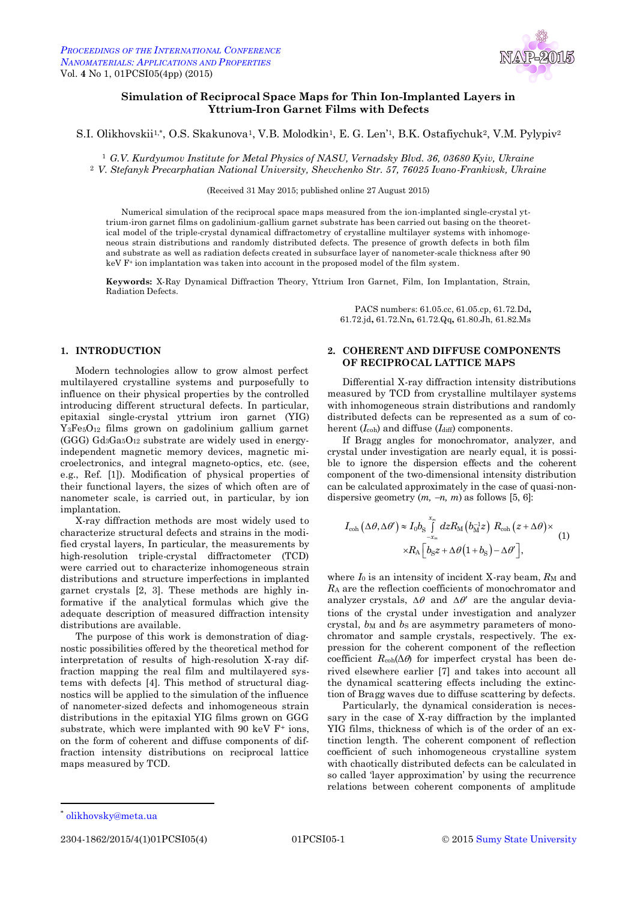# Simulation of Reciprocal Space Maps for Thin Ion-Implanted Layers in Yttrium-Iron Garnet Films with Defects

S.I. Olikhovskii[1,*], O.S. Skakunova[1], V.B. Molodkin[1], E. G. Len'[1], B.K. Ostafiychuk[2], V.M. Pylypiv[2]

[1] *G.V. Kurdyumov Institute for Metal Physics of NASU, Vernadsky Blvd. 36, 03680 Kyiv, Ukraine*
[2] *V. Stefanyk Precarpathian National University, Shevchenko Str. 57, 76025 Ivano-Frankivsk, Ukraine*

(Received 31 May 2015; published online 27 August 2015)

Numerical simulation of the reciprocal space maps measured from the ion-implanted single-crystal yttrium-iron garnet films on gadolinium-gallium garnet substrate has been carried out basing on the theoretical model of the triple-crystal dynamical diffractometry of crystalline multilayer systems with inhomogeneous strain distributions and randomly distributed defects. The presence of growth defects in both film and substrate as well as radiation defects created in subsurface layer of nanometer-scale thickness after 90 keV $F^+$ ion implantation was taken into account in the proposed model of the film system.

**Keywords:** X-Ray Dynamical Diffraction Theory, Yttrium Iron Garnet, Film, Ion Implantation, Strain, Radiation Defects.

PACS numbers: 61.05.cc, 61.05.cp, 61.72.Dd, 61.72.jd, 61.72.Nn, 61.72.Qq, 61.80.Jh, 61.82.Ms

## 1. INTRODUCTION

Modern technologies allow to grow almost perfect multilayered crystalline systems and purposefully to influence on their physical properties by the controlled introducing different structural defects. In particular, epitaxial single-crystal yttrium iron garnet (YIG) $Y_3Fe_5O_{12}$ films grown on gadolinium gallium garnet (GGG) $Gd_3Ga_5O_{12}$ substrate are widely used in energy-independent magnetic memory devices, magnetic microelectronics, and integral magneto-optics, etc. (see, e.g., Ref. [1]). Modification of physical properties of their functional layers, the sizes of which often are of nanometer scale, is carried out, in particular, by ion implantation.

X-ray diffraction methods are most widely used to characterize structural defects and strains in the modified crystal layers, In particular, the measurements by high-resolution triple-crystal diffractometer (TCD) were carried out to characterize inhomogeneous strain distributions and structure imperfections in implanted garnet crystals [2, 3]. These methods are highly informative if the analytical formulas which give the adequate description of measured diffraction intensity distributions are available.

The purpose of this work is demonstration of diagnostic possibilities offered by the theoretical method for interpretation of results of high-resolution X-ray diffraction mapping the real film and multilayered systems with defects [4]. This method of structural diagnostics will be applied to the simulation of the influence of nanometer-sized defects and inhomogeneous strain distributions in the epitaxial YIG films grown on GGG substrate, which were implanted with 90 keV $F^+$ ions, on the form of coherent and diffuse components of diffraction intensity distributions on reciprocal lattice maps measured by TCD.

## 2. COHERENT AND DIFFUSE COMPONENTS OF RECIPROCAL LATTICE MAPS

Differential X-ray diffraction intensity distributions measured by TCD from crystalline multilayer systems with inhomogeneous strain distributions and randomly distributed defects can be represented as a sum of coherent ($I_{\rm coh}$) and diffuse ($I_{\rm diff}$) components.

If Bragg angles for monochromator, analyzer, and crystal under investigation are nearly equal, it is possible to ignore the dispersion effects and the coherent component of the two-dimensional intensity distribution can be calculated approximately in the case of quasi-non-dispersive geometry $(m, -n, m)$ as follows [5, 6]:

$$I_{\rm coh}(\Delta\theta,\Delta\theta') \approx I_0 b_{\rm S} \int_{-x_m}^{x_m} dz R_{\rm M}\left(b_{\rm M}^{-1}z\right) R_{\rm coh}(z+\Delta\theta)\times \times R_{\rm A}\left[b_{\rm S}z+\Delta\theta(1+b_{\rm S})-\Delta\theta'\right], \quad (1)$$

where $I_0$ is an intensity of incident X-ray beam, $R_{\rm M}$ and $R_{\rm A}$ are the reflection coefficients of monochromator and analyzer crystals, $\Delta\theta$ and $\Delta\theta'$ are the angular deviations of the crystal under investigation and analyzer crystal, $b_{\rm M}$ and $b_{\rm S}$ are asymmetry parameters of monochromator and sample crystals, respectively. The expression for the coherent component of the reflection coefficient $R_{\rm coh}(\Delta\theta)$ for imperfect crystal has been derived elsewhere earlier [7] and takes into account all the dynamical scattering effects including the extinction of Bragg waves due to diffuse scattering by defects.

Particularly, the dynamical consideration is necessary in the case of X-ray diffraction by the implanted YIG films, thickness of which is of the order of an extinction length. The coherent component of reflection coefficient of such inhomogeneous crystalline system with chaotically distributed defects can be calculated in so called 'layer approximation' by using the recurrence relations between coherent components of amplitude

[*] olikhovsky@meta.ua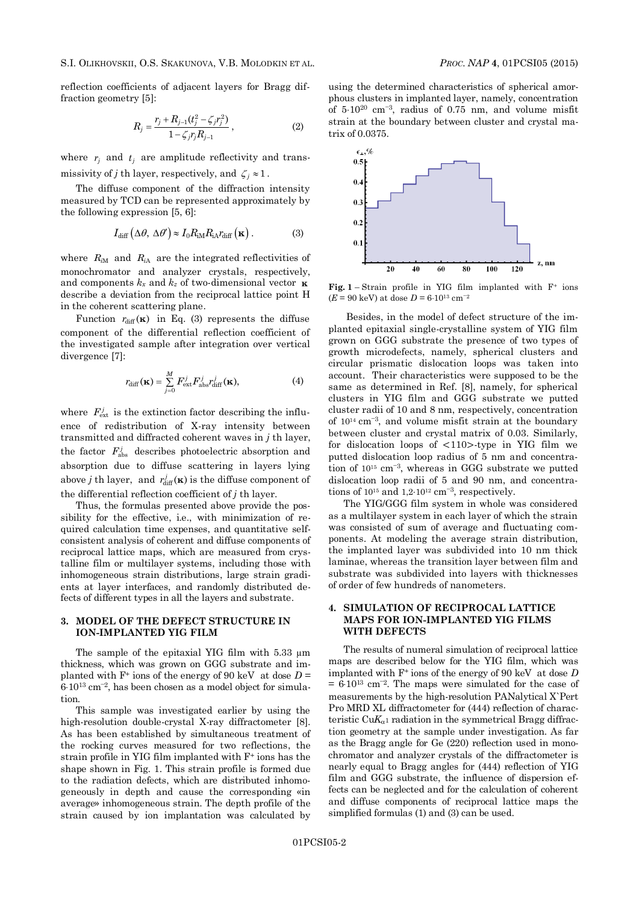reflection coefficients of adjacent layers for Bragg diffraction geometry [5]:

$$R_j = \frac{r_j + R_{j-1}(t_j^2 - \zeta_j r_j^2)}{1 - \zeta_j r_j R_{j-1}}, \qquad (2)$$

where $r_j$ and $t_j$ are amplitude reflectivity and transmissivity of $j$ th layer, respectively, and $\zeta_j \approx 1$.

The diffuse component of the diffraction intensity measured by TCD can be represented approximately by the following expression [5, 6]:

$$I_{\text{diff}}(\Delta\theta, \Delta\theta') \approx I_0 R_{i\text{M}} R_{i\text{A}} r_{\text{diff}}(\boldsymbol{\kappa}). \qquad (3)$$

where $R_{i\text{M}}$ and $R_{i\text{A}}$ are the integrated reflectivities of monochromator and analyzer crystals, respectively, and components $k_x$ and $k_z$ of two-dimensional vector $\boldsymbol{\kappa}$ describe a deviation from the reciprocal lattice point H in the coherent scattering plane.

Function $r_{\text{diff}}(\boldsymbol{\kappa})$ in Eq. (3) represents the diffuse component of the differential reflection coefficient of the investigated sample after integration over vertical divergence [7]:

$$r_{\text{diff}}(\boldsymbol{\kappa}) = \sum_{j=0}^{M} F_{\text{ext}}^{j} F_{\text{abs}}^{j} r_{\text{diff}}^{j}(\boldsymbol{\kappa}), \qquad (4)$$

where $F_{\text{ext}}^{j}$ is the extinction factor describing the influence of redistribution of X-ray intensity between transmitted and diffracted coherent waves in $j$ layer, the factor $F_{\text{abs}}^{j}$ describes photoelectric absorption and absorption due to diffuse scattering in layers lying above $j$ th layer, and $r_{\text{diff}}^{j}(\boldsymbol{\kappa})$ is the diffuse component of the differential reflection coefficient of $j$ th layer.

Thus, the formulas presented above provide the possibility for the effective, i.e., with minimization of required calculation time expenses, and quantitative self-consistent analysis of coherent and diffuse components of reciprocal lattice maps, which are measured from crystalline film or multilayer systems, including those with inhomogeneous strain distributions, large strain gradients at layer interfaces, and randomly distributed defects of different types in all the layers and substrate.

## 3. MODEL OF THE DEFECT STRUCTURE IN ION-IMPLANTED YIG FILM

The sample of the epitaxial YIG film with 5.33 μm thickness, which was grown on GGG substrate and implanted with $F^+$ ions of the energy of 90 keV at dose $D = 6\cdot10^{13}$ cm$^{-2}$, has been chosen as a model object for simulation.

This sample was investigated earlier by using the high-resolution double-crystal X-ray diffractometer [8]. As has been established by simultaneous treatment of the rocking curves measured for two reflections, the strain profile in YIG film implanted with $F^+$ ions has the shape shown in Fig. 1. This strain profile is formed due to the radiation defects, which are distributed inhomogeneously in depth and cause the corresponding «in average» inhomogeneous strain. The depth profile of the strain caused by ion implantation was calculated by using the determined characteristics of spherical amorphous clusters in implanted layer, namely, concentration of $5\cdot10^{20}$ cm$^{-3}$, radius of 0.75 nm, and volume misfit strain at the boundary between cluster and crystal matrix of 0.0375.

**Fig. 1** – Strain profile in YIG film implanted with $F^+$ ions ($E$ = 90 keV) at dose $D = 6\cdot10^{13}$ cm$^{-2}$

Besides, in the model of defect structure of the implanted epitaxial single-crystalline system of YIG film grown on GGG substrate the presence of two types of growth microdefects, namely, spherical clusters and circular prismatic dislocation loops was taken into account. Their characteristics were supposed to be the same as determined in Ref. [8], namely, for spherical clusters in YIG film and GGG substrate we putted cluster radii of 10 and 8 nm, respectively, concentration of $10^{14}$ cm$^{-3}$, and volume misfit strain at the boundary between cluster and crystal matrix of 0.03. Similarly, for dislocation loops of <110>-type in YIG film we putted dislocation loop radius of 5 nm and concentration of $10^{15}$ cm$^{-3}$, whereas in GGG substrate we putted dislocation loop radii of 5 and 90 nm, and concentrations of $10^{15}$ and $1{,}2\cdot10^{12}$ cm$^{-3}$, respectively.

The YIG/GGG film system in whole was considered as a multilayer system in each layer of which the strain was consisted of sum of average and fluctuating components. At modeling the average strain distribution, the implanted layer was subdivided into 10 nm thick laminae, whereas the transition layer between film and substrate was subdivided into layers with thicknesses of order of few hundreds of nanometers.

## 4. SIMULATION OF RECIPROCAL LATTICE MAPS FOR ION-IMPLANTED YIG FILMS WITH DEFECTS

The results of numeral simulation of reciprocal lattice maps are described below for the YIG film, which was implanted with $F^+$ ions of the energy of 90 keV at dose $D = 6\cdot10^{13}$ cm$^{-2}$. The maps were simulated for the case of measurements by the high-resolution PANalytical X`Pert Pro MRD XL diffractometer for (444) reflection of characteristic Cu$K_{\alpha1}$ radiation in the symmetrical Bragg diffraction geometry at the sample under investigation. As far as the Bragg angle for Ge (220) reflection used in monochromator and analyzer crystals of the diffractometer is nearly equal to Bragg angles for (444) reflection of YIG film and GGG substrate, the influence of dispersion effects can be neglected and for the calculation of coherent and diffuse components of reciprocal lattice maps the simplified formulas (1) and (3) can be used.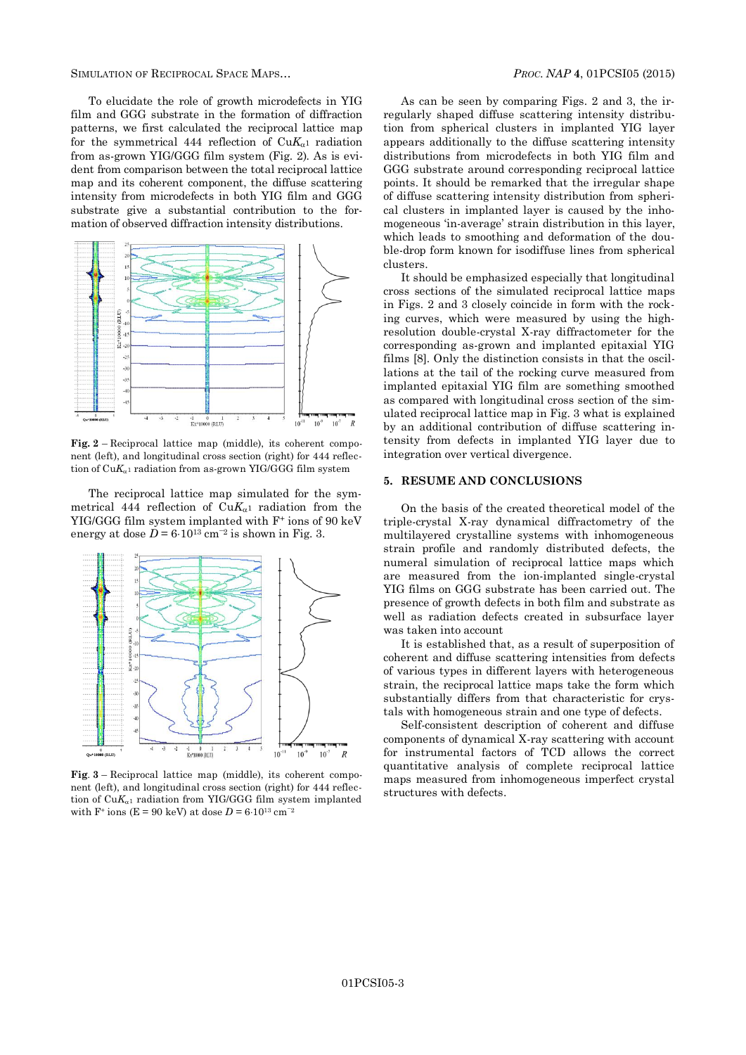To elucidate the role of growth microdefects in YIG film and GGG substrate in the formation of diffraction patterns, we first calculated the reciprocal lattice map for the symmetrical 444 reflection of Cu$K_{\alpha 1}$ radiation from as-grown YIG/GGG film system (Fig. 2). As is evident from comparison between the total reciprocal lattice map and its coherent component, the diffuse scattering intensity from microdefects in both YIG film and GGG substrate give a substantial contribution to the formation of observed diffraction intensity distributions.

**Fig. 2** – Reciprocal lattice map (middle), its coherent component (left), and longitudinal cross section (right) for 444 reflection of Cu$K_{\alpha 1}$ radiation from as-grown YIG/GGG film system

The reciprocal lattice map simulated for the symmetrical 444 reflection of Cu$K_{\alpha 1}$ radiation from the YIG/GGG film system implanted with $F^+$ ions of 90 keV energy at dose $D = 6 \cdot 10^{13}$ cm$^{-2}$ is shown in Fig. 3.

**Fig. 3** – Reciprocal lattice map (middle), its coherent component (left), and longitudinal cross section (right) for 444 reflection of Cu$K_{\alpha 1}$ radiation from YIG/GGG film system implanted with $F^+$ ions (E = 90 keV) at dose $D = 6 \cdot 10^{13}$ cm$^{-2}$

As can be seen by comparing Figs. 2 and 3, the irregularly shaped diffuse scattering intensity distribution from spherical clusters in implanted YIG layer appears additionally to the diffuse scattering intensity distributions from microdefects in both YIG film and GGG substrate around corresponding reciprocal lattice points. It should be remarked that the irregular shape of diffuse scattering intensity distribution from spherical clusters in implanted layer is caused by the inhomogeneous 'in-average' strain distribution in this layer, which leads to smoothing and deformation of the double-drop form known for isodiffuse lines from spherical clusters.

It should be emphasized especially that longitudinal cross sections of the simulated reciprocal lattice maps in Figs. 2 and 3 closely coincide in form with the rocking curves, which were measured by using the high-resolution double-crystal X-ray diffractometer for the corresponding as-grown and implanted epitaxial YIG films [8]. Only the distinction consists in that the oscillations at the tail of the rocking curve measured from implanted epitaxial YIG film are something smoothed as compared with longitudinal cross section of the simulated reciprocal lattice map in Fig. 3 what is explained by an additional contribution of diffuse scattering intensity from defects in implanted YIG layer due to integration over vertical divergence.

## 5. RESUME AND CONCLUSIONS

On the basis of the created theoretical model of the triple-crystal X-ray dynamical diffractometry of the multilayered crystalline systems with inhomogeneous strain profile and randomly distributed defects, the numeral simulation of reciprocal lattice maps which are measured from the ion-implanted single-crystal YIG films on GGG substrate has been carried out. The presence of growth defects in both film and substrate as well as radiation defects created in subsurface layer was taken into account

It is established that, as a result of superposition of coherent and diffuse scattering intensities from defects of various types in different layers with heterogeneous strain, the reciprocal lattice maps take the form which substantially differs from that characteristic for crystals with homogeneous strain and one type of defects.

Self-consistent description of coherent and diffuse components of dynamical X-ray scattering with account for instrumental factors of TCD allows the correct quantitative analysis of complete reciprocal lattice maps measured from inhomogeneous imperfect crystal structures with defects.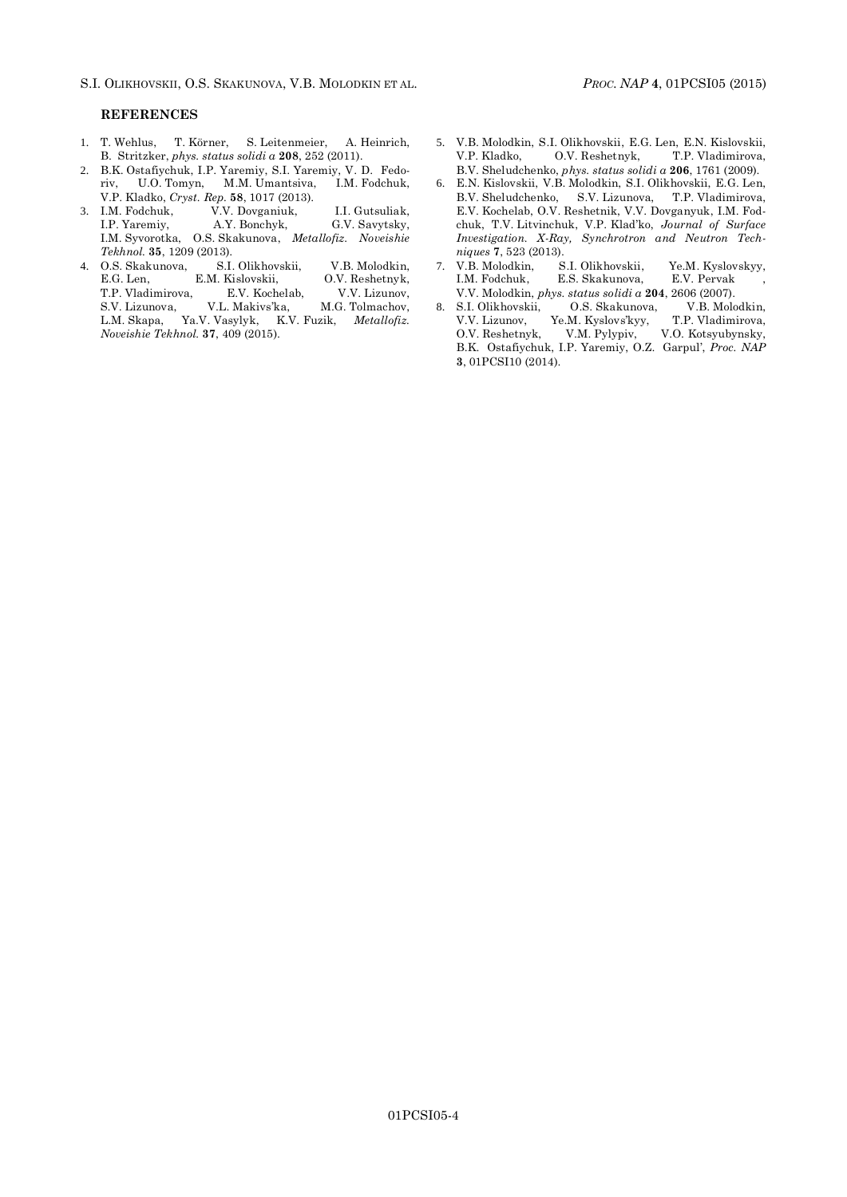**REFERENCES**

1. T. Wehlus, T. Körner, S. Leitenmeier, A. Heinrich, B. Stritzker, *phys. status solidi a* **208**, 252 (2011).
2. B.K. Ostafiychuk, I.P. Yaremiy, S.I. Yaremiy, V. D. Fedoriv, U.O. Tomyn, M.M. Umantsiva, I.M. Fodchuk, V.P. Kladko, *Cryst. Rep.* **58**, 1017 (2013).
3. I.M. Fodchuk, V.V. Dovganiuk, I.I. Gutsuliak, I.P. Yaremiy, A.Y. Bonchyk, G.V. Savytsky, I.M. Syvorotka, O.S. Skakunova, *Metallofiz. Noveishie Tekhnol.* **35**, 1209 (2013).
4. O.S. Skakunova, S.I. Olikhovskii, V.B. Molodkin, E.G. Len, E.M. Kislovskii, O.V. Reshetnyk, T.P. Vladimirova, E.V. Kochelab, V.V. Lizunov, S.V. Lizunova, V.L. Makivs'ka, M.G. Tolmachov, L.M. Skapa, Ya.V. Vasylyk, K.V. Fuzik, *Metallofiz. Noveishie Tekhnol.* **37**, 409 (2015).
5. V.B. Molodkin, S.I. Olikhovskii, E.G. Len, E.N. Kislovskii, V.P. Kladko, O.V. Reshetnyk, T.P. Vladimirova, B.V. Sheludchenko, *phys. status solidi a* **206**, 1761 (2009).
6. E.N. Kislovskii, V.B. Molodkin, S.I. Olikhovskii, E.G. Len, B.V. Sheludchenko, S.V. Lizunova, T.P. Vladimirova, E.V. Kochelab, O.V. Reshetnik, V.V. Dovganyuk, I.M. Fodchuk, T.V. Litvinchuk, V.P. Klad'ko, *Journal of Surface Investigation. X-Ray, Synchrotron and Neutron Techniques* **7**, 523 (2013).
7. V.B. Molodkin, S.I. Olikhovskii, Ye.M. Kyslovskyy, I.M. Fodchuk, E.S. Skakunova, E.V. Pervak , V.V. Molodkin, *phys. status solidi a* **204**, 2606 (2007).
8. S.I. Olikhovskii, O.S. Skakunova, V.B. Molodkin, V.V. Lizunov, Ye.M. Kyslovs'kyy, T.P. Vladimirova, O.V. Reshetnyk, V.M. Pylypiv, V.O. Kotsyubynsky, B.K. Ostafiychuk, I.P. Yaremiy, O.Z. Garpul', *Proc. NAP* **3**, 01PCSI10 (2014).